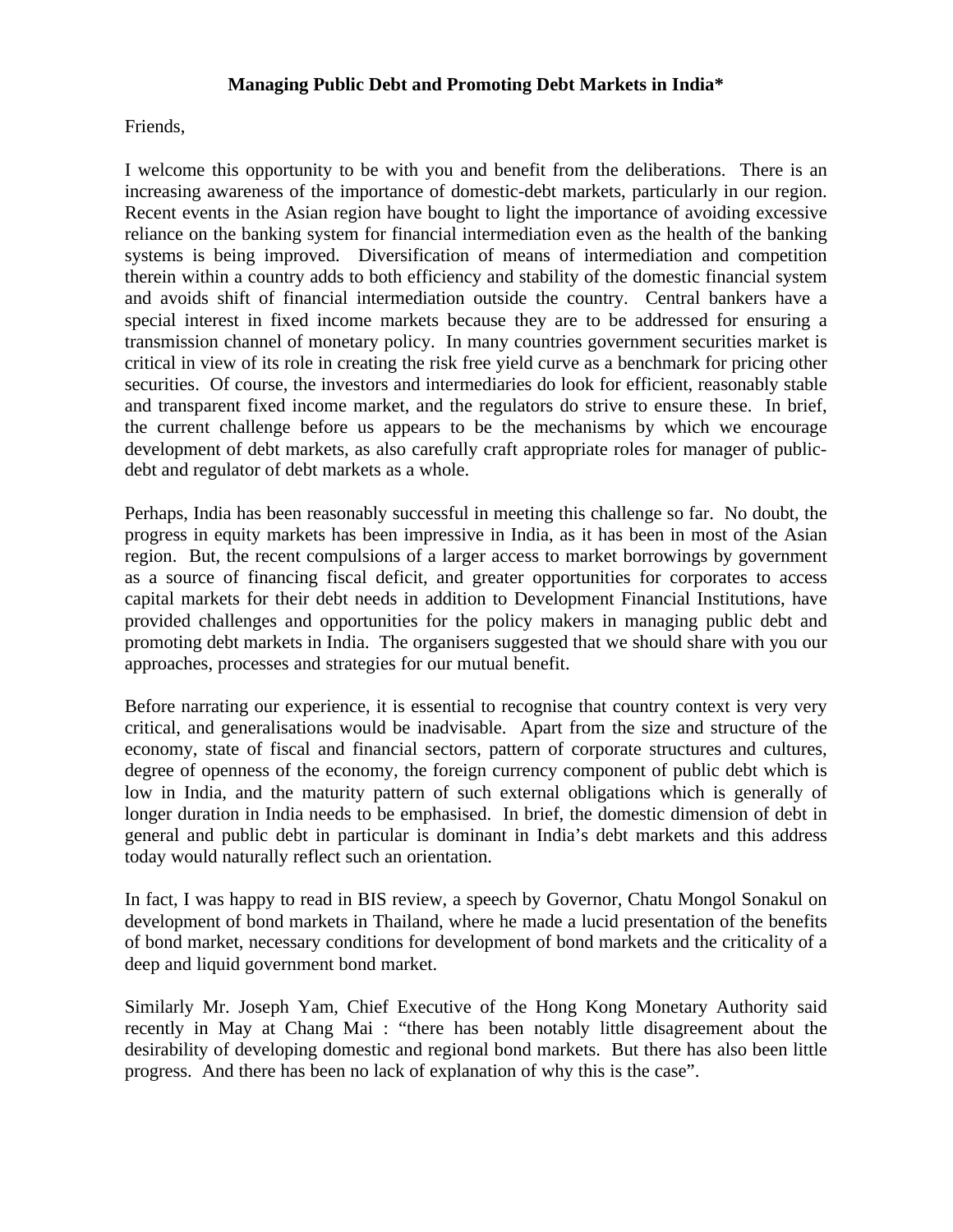# Managing Public Debt and Promoting Debt Markets in India*

Friends,

I welcome this opportunity to be with you and benefit from the deliberations. There is an increasing awareness of the importance of domestic-debt markets, particularly in our region. Recent events in the Asian region have bought to light the importance of avoiding excessive reliance on the banking system for financial intermediation even as the health of the banking systems is being improved. Diversification of means of intermediation and competition therein within a country adds to both efficiency and stability of the domestic financial system and avoids shift of financial intermediation outside the country. Central bankers have a special interest in fixed income markets because they are to be addressed for ensuring a transmission channel of monetary policy. In many countries government securities market is critical in view of its role in creating the risk free yield curve as a benchmark for pricing other securities. Of course, the investors and intermediaries do look for efficient, reasonably stable and transparent fixed income market, and the regulators do strive to ensure these. In brief, the current challenge before us appears to be the mechanisms by which we encourage development of debt markets, as also carefully craft appropriate roles for manager of public-debt and regulator of debt markets as a whole.

Perhaps, India has been reasonably successful in meeting this challenge so far. No doubt, the progress in equity markets has been impressive in India, as it has been in most of the Asian region. But, the recent compulsions of a larger access to market borrowings by government as a source of financing fiscal deficit, and greater opportunities for corporates to access capital markets for their debt needs in addition to Development Financial Institutions, have provided challenges and opportunities for the policy makers in managing public debt and promoting debt markets in India. The organisers suggested that we should share with you our approaches, processes and strategies for our mutual benefit.

Before narrating our experience, it is essential to recognise that country context is very very critical, and generalisations would be inadvisable. Apart from the size and structure of the economy, state of fiscal and financial sectors, pattern of corporate structures and cultures, degree of openness of the economy, the foreign currency component of public debt which is low in India, and the maturity pattern of such external obligations which is generally of longer duration in India needs to be emphasised. In brief, the domestic dimension of debt in general and public debt in particular is dominant in India's debt markets and this address today would naturally reflect such an orientation.

In fact, I was happy to read in BIS review, a speech by Governor, Chatu Mongol Sonakul on development of bond markets in Thailand, where he made a lucid presentation of the benefits of bond market, necessary conditions for development of bond markets and the criticality of a deep and liquid government bond market.

Similarly Mr. Joseph Yam, Chief Executive of the Hong Kong Monetary Authority said recently in May at Chang Mai : "there has been notably little disagreement about the desirability of developing domestic and regional bond markets. But there has also been little progress. And there has been no lack of explanation of why this is the case".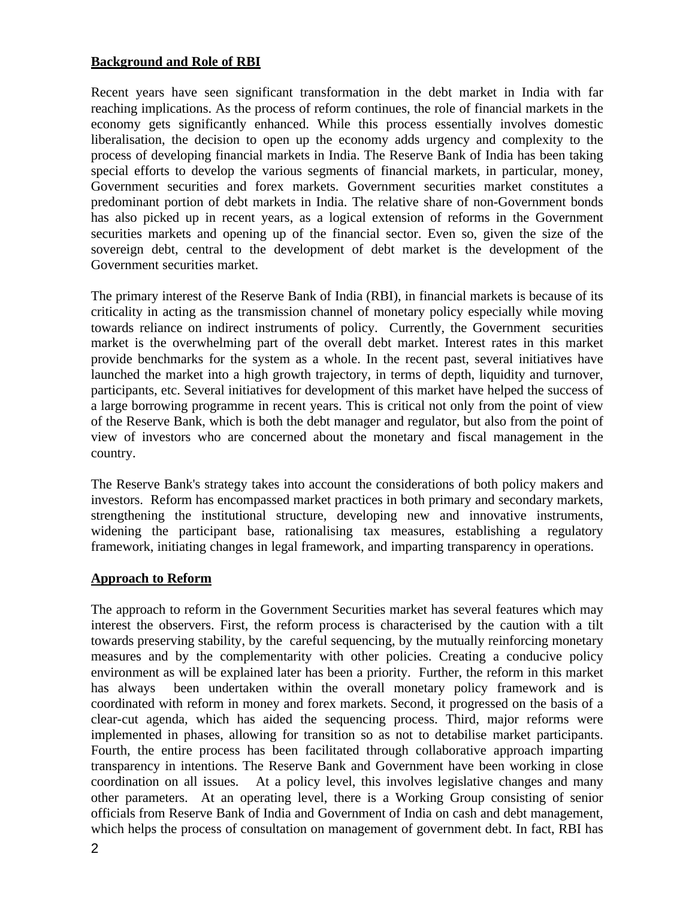## Background and Role of RBI

Recent years have seen significant transformation in the debt market in India with far reaching implications. As the process of reform continues, the role of financial markets in the economy gets significantly enhanced. While this process essentially involves domestic liberalisation, the decision to open up the economy adds urgency and complexity to the process of developing financial markets in India. The Reserve Bank of India has been taking special efforts to develop the various segments of financial markets, in particular, money, Government securities and forex markets. Government securities market constitutes a predominant portion of debt markets in India. The relative share of non-Government bonds has also picked up in recent years, as a logical extension of reforms in the Government securities markets and opening up of the financial sector. Even so, given the size of the sovereign debt, central to the development of debt market is the development of the Government securities market.

The primary interest of the Reserve Bank of India (RBI), in financial markets is because of its criticality in acting as the transmission channel of monetary policy especially while moving towards reliance on indirect instruments of policy. Currently, the Government securities market is the overwhelming part of the overall debt market. Interest rates in this market provide benchmarks for the system as a whole. In the recent past, several initiatives have launched the market into a high growth trajectory, in terms of depth, liquidity and turnover, participants, etc. Several initiatives for development of this market have helped the success of a large borrowing programme in recent years. This is critical not only from the point of view of the Reserve Bank, which is both the debt manager and regulator, but also from the point of view of investors who are concerned about the monetary and fiscal management in the country.

The Reserve Bank's strategy takes into account the considerations of both policy makers and investors. Reform has encompassed market practices in both primary and secondary markets, strengthening the institutional structure, developing new and innovative instruments, widening the participant base, rationalising tax measures, establishing a regulatory framework, initiating changes in legal framework, and imparting transparency in operations.

## Approach to Reform

The approach to reform in the Government Securities market has several features which may interest the observers. First, the reform process is characterised by the caution with a tilt towards preserving stability, by the careful sequencing, by the mutually reinforcing monetary measures and by the complementarity with other policies. Creating a conducive policy environment as will be explained later has been a priority. Further, the reform in this market has always been undertaken within the overall monetary policy framework and is coordinated with reform in money and forex markets. Second, it progressed on the basis of a clear-cut agenda, which has aided the sequencing process. Third, major reforms were implemented in phases, allowing for transition so as not to detabilise market participants. Fourth, the entire process has been facilitated through collaborative approach imparting transparency in intentions. The Reserve Bank and Government have been working in close coordination on all issues. At a policy level, this involves legislative changes and many other parameters. At an operating level, there is a Working Group consisting of senior officials from Reserve Bank of India and Government of India on cash and debt management, which helps the process of consultation on management of government debt. In fact, RBI has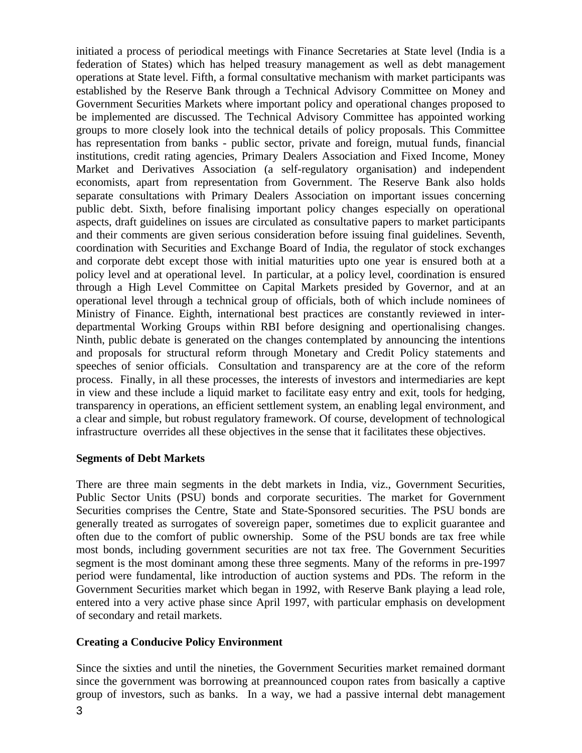initiated a process of periodical meetings with Finance Secretaries at State level (India is a federation of States) which has helped treasury management as well as debt management operations at State level. Fifth, a formal consultative mechanism with market participants was established by the Reserve Bank through a Technical Advisory Committee on Money and Government Securities Markets where important policy and operational changes proposed to be implemented are discussed. The Technical Advisory Committee has appointed working groups to more closely look into the technical details of policy proposals. This Committee has representation from banks - public sector, private and foreign, mutual funds, financial institutions, credit rating agencies, Primary Dealers Association and Fixed Income, Money Market and Derivatives Association (a self-regulatory organisation) and independent economists, apart from representation from Government. The Reserve Bank also holds separate consultations with Primary Dealers Association on important issues concerning public debt. Sixth, before finalising important policy changes especially on operational aspects, draft guidelines on issues are circulated as consultative papers to market participants and their comments are given serious consideration before issuing final guidelines. Seventh, coordination with Securities and Exchange Board of India, the regulator of stock exchanges and corporate debt except those with initial maturities upto one year is ensured both at a policy level and at operational level. In particular, at a policy level, coordination is ensured through a High Level Committee on Capital Markets presided by Governor, and at an operational level through a technical group of officials, both of which include nominees of Ministry of Finance. Eighth, international best practices are constantly reviewed in inter-departmental Working Groups within RBI before designing and opertionalising changes. Ninth, public debate is generated on the changes contemplated by announcing the intentions and proposals for structural reform through Monetary and Credit Policy statements and speeches of senior officials. Consultation and transparency are at the core of the reform process. Finally, in all these processes, the interests of investors and intermediaries are kept in view and these include a liquid market to facilitate easy entry and exit, tools for hedging, transparency in operations, an efficient settlement system, an enabling legal environment, and a clear and simple, but robust regulatory framework. Of course, development of technological infrastructure overrides all these objectives in the sense that it facilitates these objectives.

**Segments of Debt Markets**

There are three main segments in the debt markets in India, viz., Government Securities, Public Sector Units (PSU) bonds and corporate securities. The market for Government Securities comprises the Centre, State and State-Sponsored securities. The PSU bonds are generally treated as surrogates of sovereign paper, sometimes due to explicit guarantee and often due to the comfort of public ownership. Some of the PSU bonds are tax free while most bonds, including government securities are not tax free. The Government Securities segment is the most dominant among these three segments. Many of the reforms in pre-1997 period were fundamental, like introduction of auction systems and PDs. The reform in the Government Securities market which began in 1992, with Reserve Bank playing a lead role, entered into a very active phase since April 1997, with particular emphasis on development of secondary and retail markets.

**Creating a Conducive Policy Environment**

Since the sixties and until the nineties, the Government Securities market remained dormant since the government was borrowing at preannounced coupon rates from basically a captive group of investors, such as banks. In a way, we had a passive internal debt management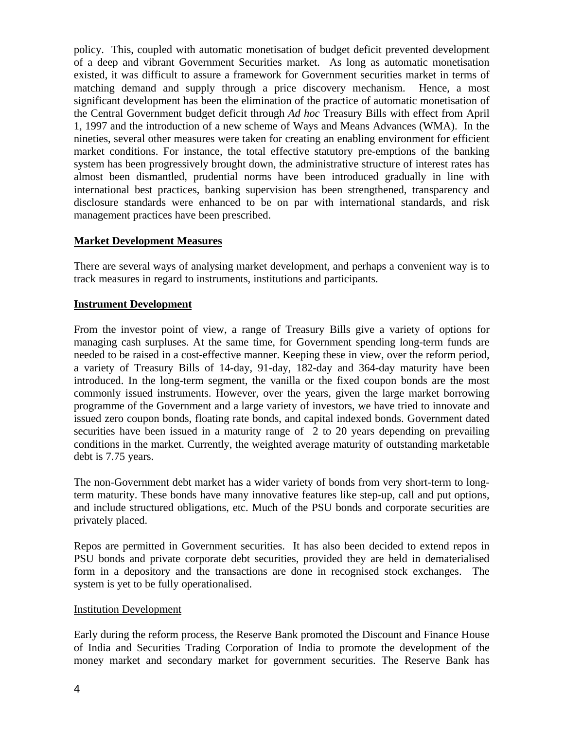policy. This, coupled with automatic monetisation of budget deficit prevented development of a deep and vibrant Government Securities market. As long as automatic monetisation existed, it was difficult to assure a framework for Government securities market in terms of matching demand and supply through a price discovery mechanism. Hence, a most significant development has been the elimination of the practice of automatic monetisation of the Central Government budget deficit through *Ad hoc* Treasury Bills with effect from April 1, 1997 and the introduction of a new scheme of Ways and Means Advances (WMA). In the nineties, several other measures were taken for creating an enabling environment for efficient market conditions. For instance, the total effective statutory pre-emptions of the banking system has been progressively brought down, the administrative structure of interest rates has almost been dismantled, prudential norms have been introduced gradually in line with international best practices, banking supervision has been strengthened, transparency and disclosure standards were enhanced to be on par with international standards, and risk management practices have been prescribed.

## **Market Development Measures**

There are several ways of analysing market development, and perhaps a convenient way is to track measures in regard to instruments, institutions and participants.

### **Instrument Development**

From the investor point of view, a range of Treasury Bills give a variety of options for managing cash surpluses. At the same time, for Government spending long-term funds are needed to be raised in a cost-effective manner. Keeping these in view, over the reform period, a variety of Treasury Bills of 14-day, 91-day, 182-day and 364-day maturity have been introduced. In the long-term segment, the vanilla or the fixed coupon bonds are the most commonly issued instruments. However, over the years, given the large market borrowing programme of the Government and a large variety of investors, we have tried to innovate and issued zero coupon bonds, floating rate bonds, and capital indexed bonds. Government dated securities have been issued in a maturity range of 2 to 20 years depending on prevailing conditions in the market. Currently, the weighted average maturity of outstanding marketable debt is 7.75 years.

The non-Government debt market has a wider variety of bonds from very short-term to long-term maturity. These bonds have many innovative features like step-up, call and put options, and include structured obligations, etc. Much of the PSU bonds and corporate securities are privately placed.

Repos are permitted in Government securities. It has also been decided to extend repos in PSU bonds and private corporate debt securities, provided they are held in dematerialised form in a depository and the transactions are done in recognised stock exchanges. The system is yet to be fully operationalised.

### Institution Development

Early during the reform process, the Reserve Bank promoted the Discount and Finance House of India and Securities Trading Corporation of India to promote the development of the money market and secondary market for government securities. The Reserve Bank has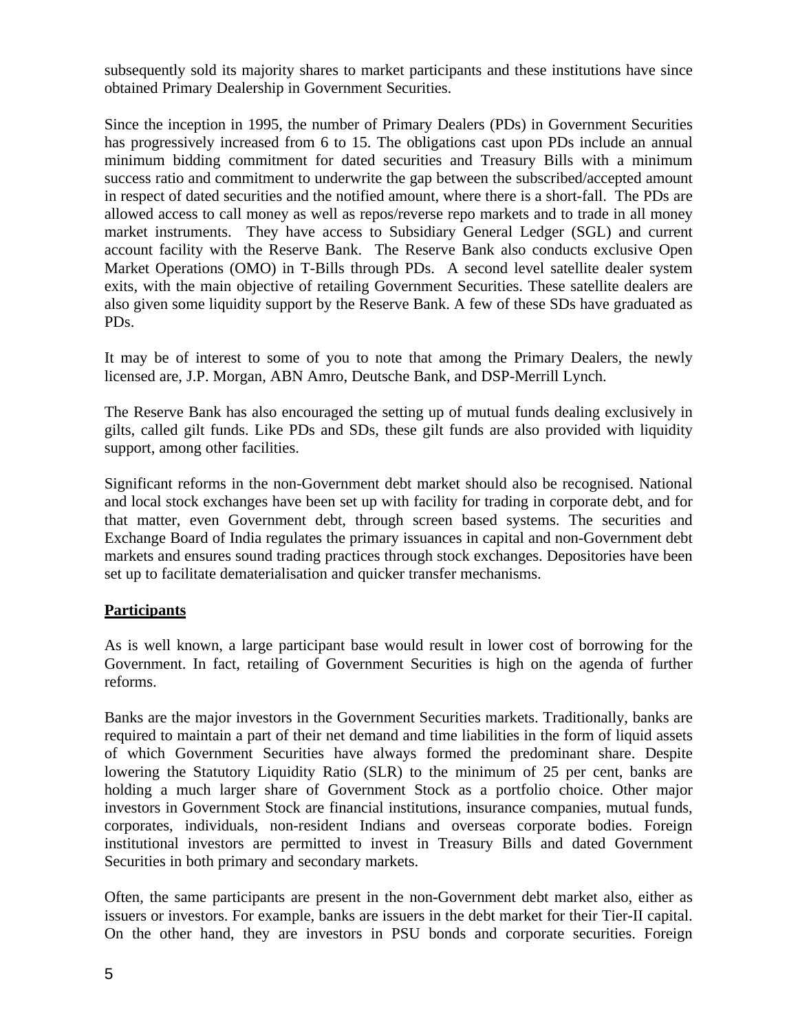subsequently sold its majority shares to market participants and these institutions have since obtained Primary Dealership in Government Securities.

Since the inception in 1995, the number of Primary Dealers (PDs) in Government Securities has progressively increased from 6 to 15. The obligations cast upon PDs include an annual minimum bidding commitment for dated securities and Treasury Bills with a minimum success ratio and commitment to underwrite the gap between the subscribed/accepted amount in respect of dated securities and the notified amount, where there is a short-fall. The PDs are allowed access to call money as well as repos/reverse repo markets and to trade in all money market instruments. They have access to Subsidiary General Ledger (SGL) and current account facility with the Reserve Bank. The Reserve Bank also conducts exclusive Open Market Operations (OMO) in T-Bills through PDs. A second level satellite dealer system exits, with the main objective of retailing Government Securities. These satellite dealers are also given some liquidity support by the Reserve Bank. A few of these SDs have graduated as PDs.

It may be of interest to some of you to note that among the Primary Dealers, the newly licensed are, J.P. Morgan, ABN Amro, Deutsche Bank, and DSP-Merrill Lynch.

The Reserve Bank has also encouraged the setting up of mutual funds dealing exclusively in gilts, called gilt funds. Like PDs and SDs, these gilt funds are also provided with liquidity support, among other facilities.

Significant reforms in the non-Government debt market should also be recognised. National and local stock exchanges have been set up with facility for trading in corporate debt, and for that matter, even Government debt, through screen based systems. The securities and Exchange Board of India regulates the primary issuances in capital and non-Government debt markets and ensures sound trading practices through stock exchanges. Depositories have been set up to facilitate dematerialisation and quicker transfer mechanisms.

## Participants

As is well known, a large participant base would result in lower cost of borrowing for the Government. In fact, retailing of Government Securities is high on the agenda of further reforms.

Banks are the major investors in the Government Securities markets. Traditionally, banks are required to maintain a part of their net demand and time liabilities in the form of liquid assets of which Government Securities have always formed the predominant share. Despite lowering the Statutory Liquidity Ratio (SLR) to the minimum of 25 per cent, banks are holding a much larger share of Government Stock as a portfolio choice. Other major investors in Government Stock are financial institutions, insurance companies, mutual funds, corporates, individuals, non-resident Indians and overseas corporate bodies. Foreign institutional investors are permitted to invest in Treasury Bills and dated Government Securities in both primary and secondary markets.

Often, the same participants are present in the non-Government debt market also, either as issuers or investors. For example, banks are issuers in the debt market for their Tier-II capital. On the other hand, they are investors in PSU bonds and corporate securities. Foreign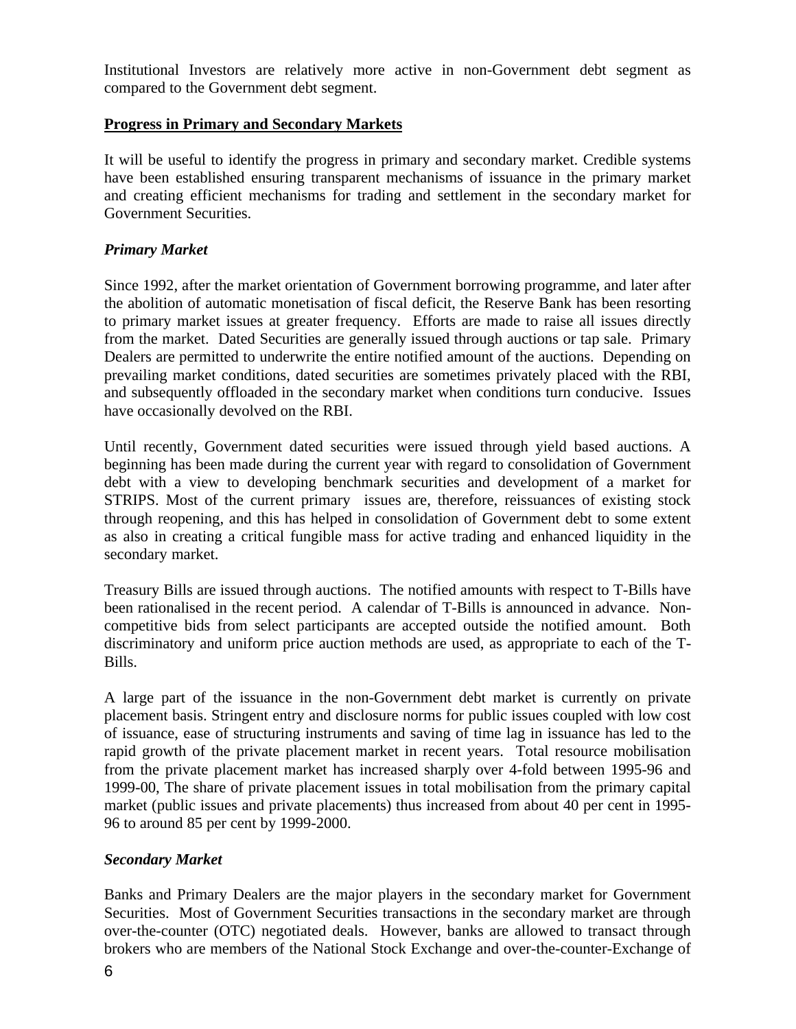Institutional Investors are relatively more active in non-Government debt segment as compared to the Government debt segment.

**Progress in Primary and Secondary Markets**

It will be useful to identify the progress in primary and secondary market. Credible systems have been established ensuring transparent mechanisms of issuance in the primary market and creating efficient mechanisms for trading and settlement in the secondary market for Government Securities.

***Primary Market***

Since 1992, after the market orientation of Government borrowing programme, and later after the abolition of automatic monetisation of fiscal deficit, the Reserve Bank has been resorting to primary market issues at greater frequency. Efforts are made to raise all issues directly from the market. Dated Securities are generally issued through auctions or tap sale. Primary Dealers are permitted to underwrite the entire notified amount of the auctions. Depending on prevailing market conditions, dated securities are sometimes privately placed with the RBI, and subsequently offloaded in the secondary market when conditions turn conducive. Issues have occasionally devolved on the RBI.

Until recently, Government dated securities were issued through yield based auctions. A beginning has been made during the current year with regard to consolidation of Government debt with a view to developing benchmark securities and development of a market for STRIPS. Most of the current primary issues are, therefore, reissuances of existing stock through reopening, and this has helped in consolidation of Government debt to some extent as also in creating a critical fungible mass for active trading and enhanced liquidity in the secondary market.

Treasury Bills are issued through auctions. The notified amounts with respect to T-Bills have been rationalised in the recent period. A calendar of T-Bills is announced in advance. Non-competitive bids from select participants are accepted outside the notified amount. Both discriminatory and uniform price auction methods are used, as appropriate to each of the T-Bills.

A large part of the issuance in the non-Government debt market is currently on private placement basis. Stringent entry and disclosure norms for public issues coupled with low cost of issuance, ease of structuring instruments and saving of time lag in issuance has led to the rapid growth of the private placement market in recent years. Total resource mobilisation from the private placement market has increased sharply over 4-fold between 1995-96 and 1999-00, The share of private placement issues in total mobilisation from the primary capital market (public issues and private placements) thus increased from about 40 per cent in 1995-96 to around 85 per cent by 1999-2000.

***Secondary Market***

Banks and Primary Dealers are the major players in the secondary market for Government Securities. Most of Government Securities transactions in the secondary market are through over-the-counter (OTC) negotiated deals. However, banks are allowed to transact through brokers who are members of the National Stock Exchange and over-the-counter-Exchange of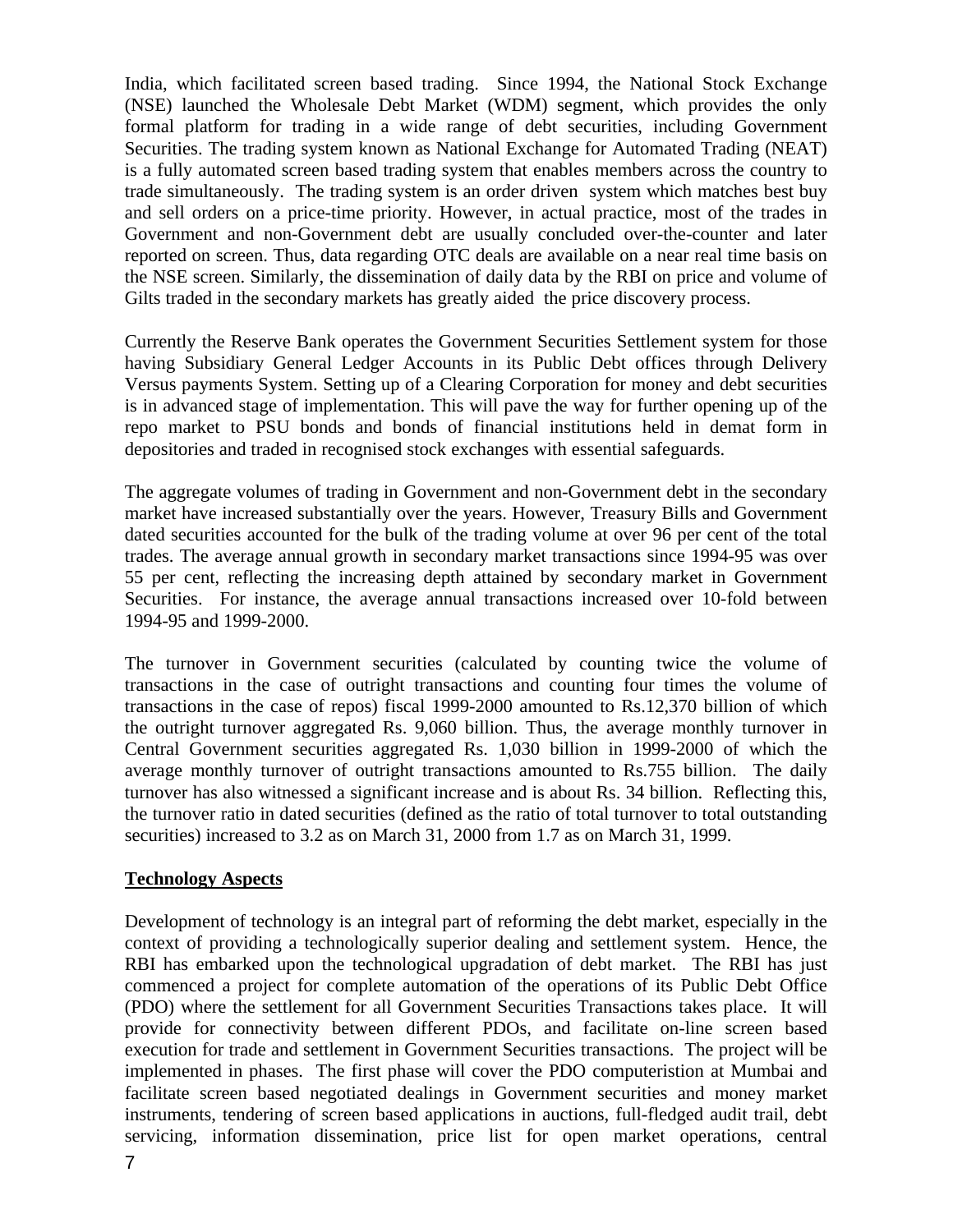India, which facilitated screen based trading. Since 1994, the National Stock Exchange (NSE) launched the Wholesale Debt Market (WDM) segment, which provides the only formal platform for trading in a wide range of debt securities, including Government Securities. The trading system known as National Exchange for Automated Trading (NEAT) is a fully automated screen based trading system that enables members across the country to trade simultaneously. The trading system is an order driven system which matches best buy and sell orders on a price-time priority. However, in actual practice, most of the trades in Government and non-Government debt are usually concluded over-the-counter and later reported on screen. Thus, data regarding OTC deals are available on a near real time basis on the NSE screen. Similarly, the dissemination of daily data by the RBI on price and volume of Gilts traded in the secondary markets has greatly aided the price discovery process.

Currently the Reserve Bank operates the Government Securities Settlement system for those having Subsidiary General Ledger Accounts in its Public Debt offices through Delivery Versus payments System. Setting up of a Clearing Corporation for money and debt securities is in advanced stage of implementation. This will pave the way for further opening up of the repo market to PSU bonds and bonds of financial institutions held in demat form in depositories and traded in recognised stock exchanges with essential safeguards.

The aggregate volumes of trading in Government and non-Government debt in the secondary market have increased substantially over the years. However, Treasury Bills and Government dated securities accounted for the bulk of the trading volume at over 96 per cent of the total trades. The average annual growth in secondary market transactions since 1994-95 was over 55 per cent, reflecting the increasing depth attained by secondary market in Government Securities. For instance, the average annual transactions increased over 10-fold between 1994-95 and 1999-2000.

The turnover in Government securities (calculated by counting twice the volume of transactions in the case of outright transactions and counting four times the volume of transactions in the case of repos) fiscal 1999-2000 amounted to Rs.12,370 billion of which the outright turnover aggregated Rs. 9,060 billion. Thus, the average monthly turnover in Central Government securities aggregated Rs. 1,030 billion in 1999-2000 of which the average monthly turnover of outright transactions amounted to Rs.755 billion. The daily turnover has also witnessed a significant increase and is about Rs. 34 billion. Reflecting this, the turnover ratio in dated securities (defined as the ratio of total turnover to total outstanding securities) increased to 3.2 as on March 31, 2000 from 1.7 as on March 31, 1999.

**Technology Aspects**

Development of technology is an integral part of reforming the debt market, especially in the context of providing a technologically superior dealing and settlement system. Hence, the RBI has embarked upon the technological upgradation of debt market. The RBI has just commenced a project for complete automation of the operations of its Public Debt Office (PDO) where the settlement for all Government Securities Transactions takes place. It will provide for connectivity between different PDOs, and facilitate on-line screen based execution for trade and settlement in Government Securities transactions. The project will be implemented in phases. The first phase will cover the PDO computeristion at Mumbai and facilitate screen based negotiated dealings in Government securities and money market instruments, tendering of screen based applications in auctions, full-fledged audit trail, debt servicing, information dissemination, price list for open market operations, central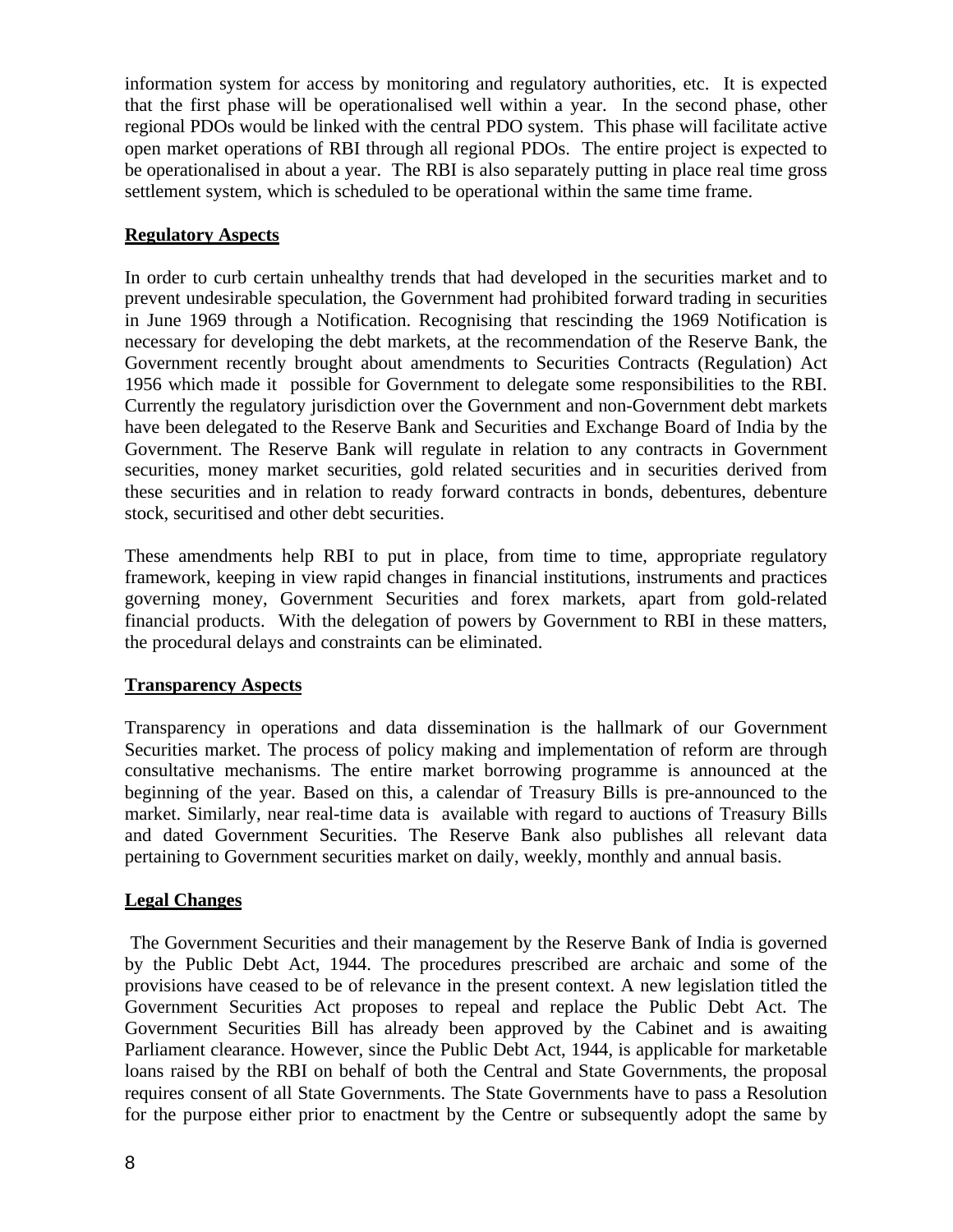information system for access by monitoring and regulatory authorities, etc. It is expected that the first phase will be operationalised well within a year. In the second phase, other regional PDOs would be linked with the central PDO system. This phase will facilitate active open market operations of RBI through all regional PDOs. The entire project is expected to be operationalised in about a year. The RBI is also separately putting in place real time gross settlement system, which is scheduled to be operational within the same time frame.

## Regulatory Aspects

In order to curb certain unhealthy trends that had developed in the securities market and to prevent undesirable speculation, the Government had prohibited forward trading in securities in June 1969 through a Notification. Recognising that rescinding the 1969 Notification is necessary for developing the debt markets, at the recommendation of the Reserve Bank, the Government recently brought about amendments to Securities Contracts (Regulation) Act 1956 which made it possible for Government to delegate some responsibilities to the RBI. Currently the regulatory jurisdiction over the Government and non-Government debt markets have been delegated to the Reserve Bank and Securities and Exchange Board of India by the Government. The Reserve Bank will regulate in relation to any contracts in Government securities, money market securities, gold related securities and in securities derived from these securities and in relation to ready forward contracts in bonds, debentures, debenture stock, securitised and other debt securities.

These amendments help RBI to put in place, from time to time, appropriate regulatory framework, keeping in view rapid changes in financial institutions, instruments and practices governing money, Government Securities and forex markets, apart from gold-related financial products. With the delegation of powers by Government to RBI in these matters, the procedural delays and constraints can be eliminated.

## Transparency Aspects

Transparency in operations and data dissemination is the hallmark of our Government Securities market. The process of policy making and implementation of reform are through consultative mechanisms. The entire market borrowing programme is announced at the beginning of the year. Based on this, a calendar of Treasury Bills is pre-announced to the market. Similarly, near real-time data is available with regard to auctions of Treasury Bills and dated Government Securities. The Reserve Bank also publishes all relevant data pertaining to Government securities market on daily, weekly, monthly and annual basis.

## Legal Changes

The Government Securities and their management by the Reserve Bank of India is governed by the Public Debt Act, 1944. The procedures prescribed are archaic and some of the provisions have ceased to be of relevance in the present context. A new legislation titled the Government Securities Act proposes to repeal and replace the Public Debt Act. The Government Securities Bill has already been approved by the Cabinet and is awaiting Parliament clearance. However, since the Public Debt Act, 1944, is applicable for marketable loans raised by the RBI on behalf of both the Central and State Governments, the proposal requires consent of all State Governments. The State Governments have to pass a Resolution for the purpose either prior to enactment by the Centre or subsequently adopt the same by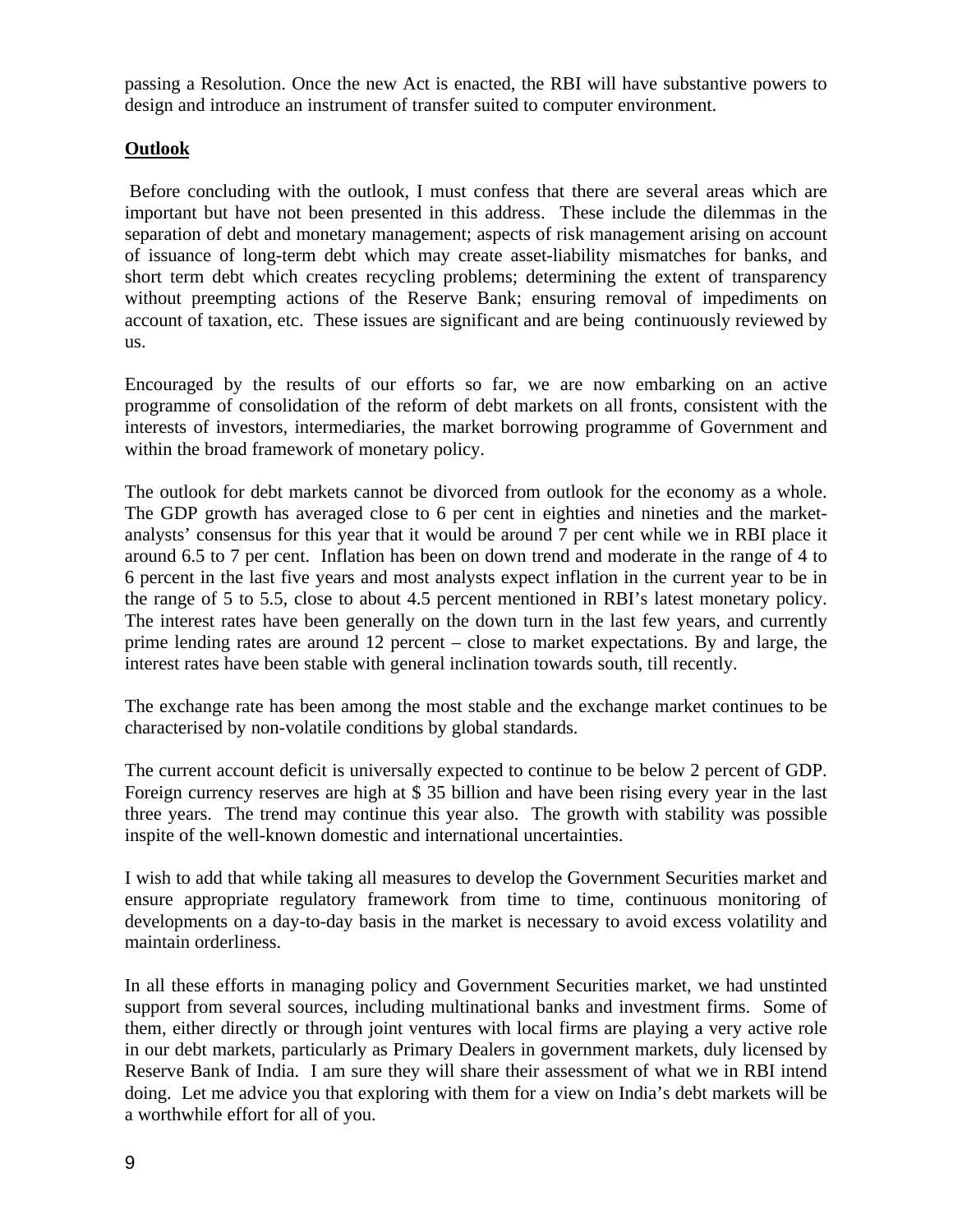passing a Resolution. Once the new Act is enacted, the RBI will have substantive powers to design and introduce an instrument of transfer suited to computer environment.

## Outlook

Before concluding with the outlook, I must confess that there are several areas which are important but have not been presented in this address. These include the dilemmas in the separation of debt and monetary management; aspects of risk management arising on account of issuance of long-term debt which may create asset-liability mismatches for banks, and short term debt which creates recycling problems; determining the extent of transparency without preempting actions of the Reserve Bank; ensuring removal of impediments on account of taxation, etc. These issues are significant and are being continuously reviewed by us.

Encouraged by the results of our efforts so far, we are now embarking on an active programme of consolidation of the reform of debt markets on all fronts, consistent with the interests of investors, intermediaries, the market borrowing programme of Government and within the broad framework of monetary policy.

The outlook for debt markets cannot be divorced from outlook for the economy as a whole. The GDP growth has averaged close to 6 per cent in eighties and nineties and the market-analysts' consensus for this year that it would be around 7 per cent while we in RBI place it around 6.5 to 7 per cent. Inflation has been on down trend and moderate in the range of 4 to 6 percent in the last five years and most analysts expect inflation in the current year to be in the range of 5 to 5.5, close to about 4.5 percent mentioned in RBI's latest monetary policy. The interest rates have been generally on the down turn in the last few years, and currently prime lending rates are around 12 percent – close to market expectations. By and large, the interest rates have been stable with general inclination towards south, till recently.

The exchange rate has been among the most stable and the exchange market continues to be characterised by non-volatile conditions by global standards.

The current account deficit is universally expected to continue to be below 2 percent of GDP. Foreign currency reserves are high at $ 35 billion and have been rising every year in the last three years. The trend may continue this year also. The growth with stability was possible inspite of the well-known domestic and international uncertainties.

I wish to add that while taking all measures to develop the Government Securities market and ensure appropriate regulatory framework from time to time, continuous monitoring of developments on a day-to-day basis in the market is necessary to avoid excess volatility and maintain orderliness.

In all these efforts in managing policy and Government Securities market, we had unstinted support from several sources, including multinational banks and investment firms. Some of them, either directly or through joint ventures with local firms are playing a very active role in our debt markets, particularly as Primary Dealers in government markets, duly licensed by Reserve Bank of India. I am sure they will share their assessment of what we in RBI intend doing. Let me advice you that exploring with them for a view on India's debt markets will be a worthwhile effort for all of you.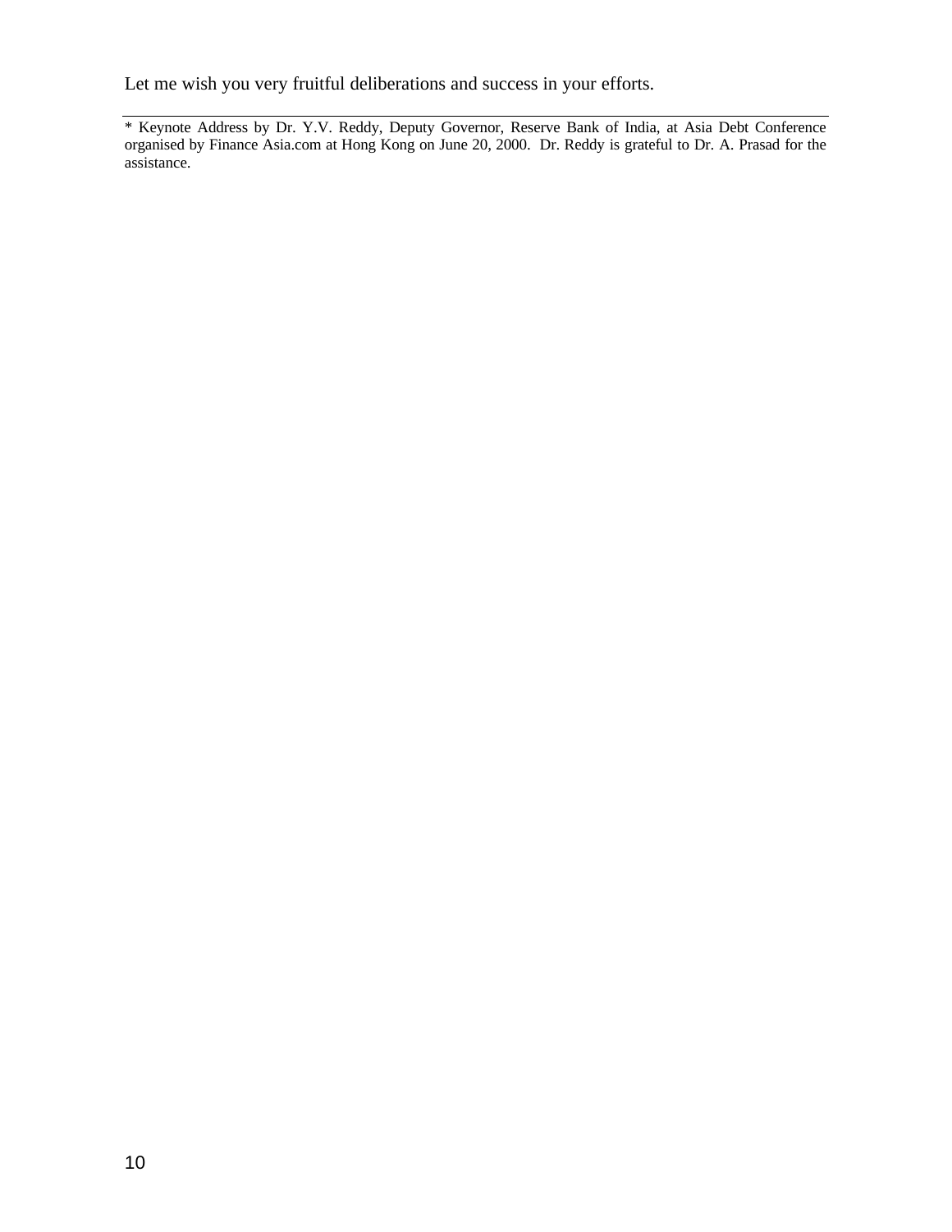Let me wish you very fruitful deliberations and success in your efforts.

---

* Keynote Address by Dr. Y.V. Reddy, Deputy Governor, Reserve Bank of India, at Asia Debt Conference organised by Finance Asia.com at Hong Kong on June 20, 2000. Dr. Reddy is grateful to Dr. A. Prasad for the assistance.